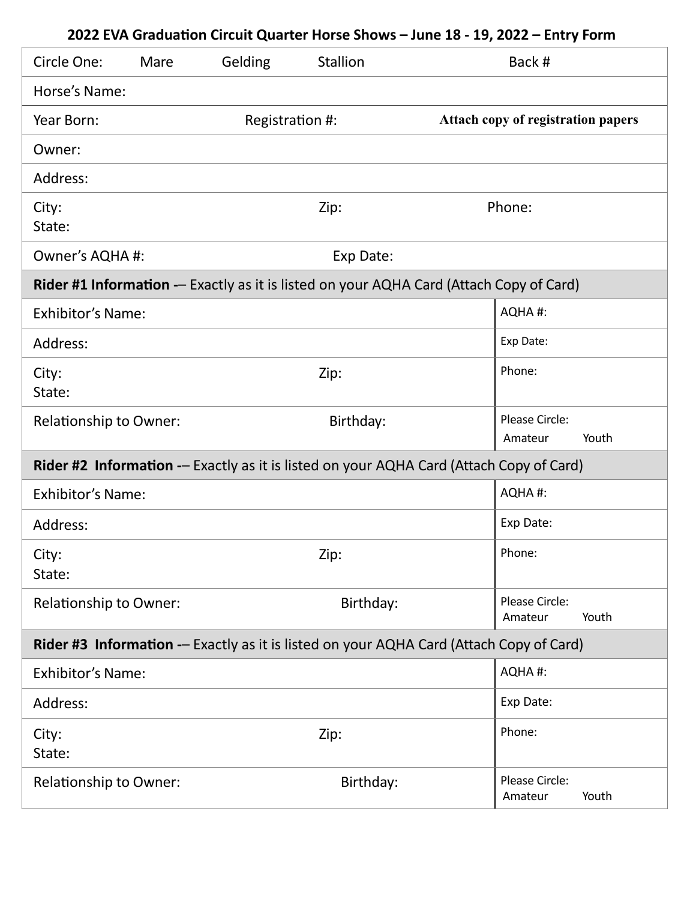# 2022 EVA Graduation Circuit Quarter Horse Shows – June 18 - 19, 2022 – Entry Form

| | | | |
|---|---|---|---|
| Circle One: Mare Gelding Stallion | | | Back # |
| Horse's Name: | | | |
| Year Born: | Registration #: | | **Attach copy of registration papers** |
| Owner: | | | |
| Address: | | | |
| City: State: | Zip: | | Phone: |
| Owner's AQHA #: | Exp Date: | | |
| **Rider #1 Information -**– Exactly as it is listed on your AQHA Card (Attach Copy of Card) | | | |
| Exhibitor's Name: | | | AQHA #: |
| Address: | | | Exp Date: |
| City: State: | Zip: | | Phone: |
| Relationship to Owner: | Birthday: | | Please Circle: Amateur Youth |
| **Rider #2 Information -**– Exactly as it is listed on your AQHA Card (Attach Copy of Card) | | | |
| Exhibitor's Name: | | | AQHA #: |
| Address: | | | Exp Date: |
| City: State: | Zip: | | Phone: |
| Relationship to Owner: | Birthday: | | Please Circle: Amateur Youth |
| **Rider #3 Information -**– Exactly as it is listed on your AQHA Card (Attach Copy of Card) | | | |
| Exhibitor's Name: | | | AQHA #: |
| Address: | | | Exp Date: |
| City: State: | Zip: | | Phone: |
| Relationship to Owner: | Birthday: | | Please Circle: Amateur Youth |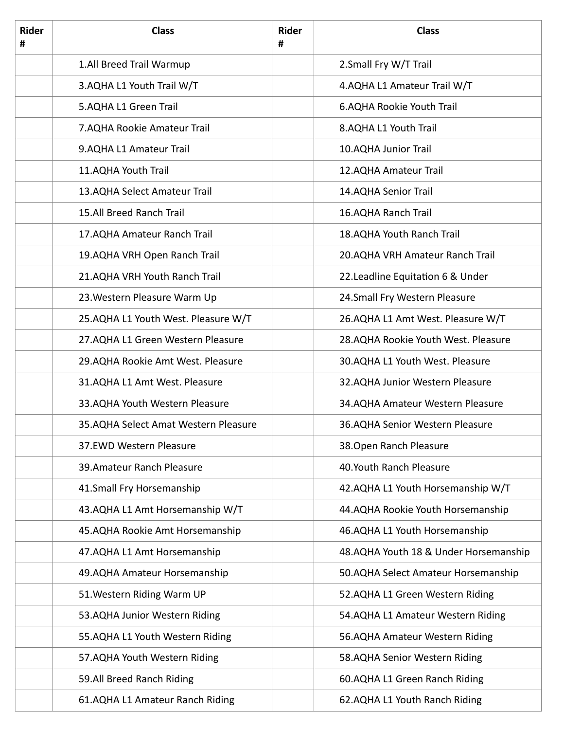| Rider # | Class | Rider # | Class |
|---|---|---|---|
| | 1.All Breed Trail Warmup | | 2.Small Fry W/T Trail |
| | 3.AQHA L1 Youth Trail W/T | | 4.AQHA L1 Amateur Trail W/T |
| | 5.AQHA L1 Green Trail | | 6.AQHA Rookie Youth Trail |
| | 7.AQHA Rookie Amateur Trail | | 8.AQHA L1 Youth Trail |
| | 9.AQHA L1 Amateur Trail | | 10.AQHA Junior Trail |
| | 11.AQHA Youth Trail | | 12.AQHA Amateur Trail |
| | 13.AQHA Select Amateur Trail | | 14.AQHA Senior Trail |
| | 15.All Breed Ranch Trail | | 16.AQHA Ranch Trail |
| | 17.AQHA Amateur Ranch Trail | | 18.AQHA Youth Ranch Trail |
| | 19.AQHA VRH Open Ranch Trail | | 20.AQHA VRH Amateur Ranch Trail |
| | 21.AQHA VRH Youth Ranch Trail | | 22.Leadline Equitation 6 & Under |
| | 23.Western Pleasure Warm Up | | 24.Small Fry Western Pleasure |
| | 25.AQHA L1 Youth West. Pleasure W/T | | 26.AQHA L1 Amt West. Pleasure W/T |
| | 27.AQHA L1 Green Western Pleasure | | 28.AQHA Rookie Youth West. Pleasure |
| | 29.AQHA Rookie Amt West. Pleasure | | 30.AQHA L1 Youth West. Pleasure |
| | 31.AQHA L1 Amt West. Pleasure | | 32.AQHA Junior Western Pleasure |
| | 33.AQHA Youth Western Pleasure | | 34.AQHA Amateur Western Pleasure |
| | 35.AQHA Select Amat Western Pleasure | | 36.AQHA Senior Western Pleasure |
| | 37.EWD Western Pleasure | | 38.Open Ranch Pleasure |
| | 39.Amateur Ranch Pleasure | | 40.Youth Ranch Pleasure |
| | 41.Small Fry Horsemanship | | 42.AQHA L1 Youth Horsemanship W/T |
| | 43.AQHA L1 Amt Horsemanship W/T | | 44.AQHA Rookie Youth Horsemanship |
| | 45.AQHA Rookie Amt Horsemanship | | 46.AQHA L1 Youth Horsemanship |
| | 47.AQHA L1 Amt Horsemanship | | 48.AQHA Youth 18 & Under Horsemanship |
| | 49.AQHA Amateur Horsemanship | | 50.AQHA Select Amateur Horsemanship |
| | 51.Western Riding Warm UP | | 52.AQHA L1 Green Western Riding |
| | 53.AQHA Junior Western Riding | | 54.AQHA L1 Amateur Western Riding |
| | 55.AQHA L1 Youth Western Riding | | 56.AQHA Amateur Western Riding |
| | 57.AQHA Youth Western Riding | | 58.AQHA Senior Western Riding |
| | 59.All Breed Ranch Riding | | 60.AQHA L1 Green Ranch Riding |
| | 61.AQHA L1 Amateur Ranch Riding | | 62.AQHA L1 Youth Ranch Riding |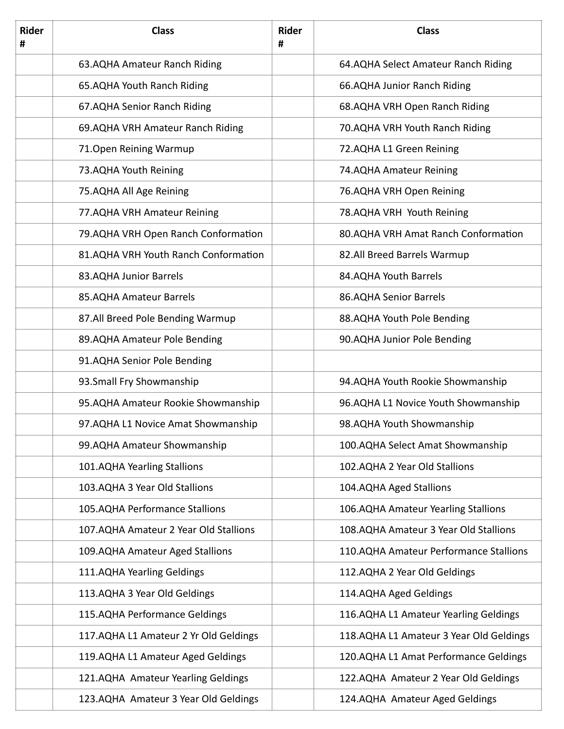| Rider # | Class | Rider # | Class |
|---|---|---|---|
| | 63.AQHA Amateur Ranch Riding | | 64.AQHA Select Amateur Ranch Riding |
| | 65.AQHA Youth Ranch Riding | | 66.AQHA Junior Ranch Riding |
| | 67.AQHA Senior Ranch Riding | | 68.AQHA VRH Open Ranch Riding |
| | 69.AQHA VRH Amateur Ranch Riding | | 70.AQHA VRH Youth Ranch Riding |
| | 71.Open Reining Warmup | | 72.AQHA L1 Green Reining |
| | 73.AQHA Youth Reining | | 74.AQHA Amateur Reining |
| | 75.AQHA All Age Reining | | 76.AQHA VRH Open Reining |
| | 77.AQHA VRH Amateur Reining | | 78.AQHA VRH Youth Reining |
| | 79.AQHA VRH Open Ranch Conformation | | 80.AQHA VRH Amat Ranch Conformation |
| | 81.AQHA VRH Youth Ranch Conformation | | 82.All Breed Barrels Warmup |
| | 83.AQHA Junior Barrels | | 84.AQHA Youth Barrels |
| | 85.AQHA Amateur Barrels | | 86.AQHA Senior Barrels |
| | 87.All Breed Pole Bending Warmup | | 88.AQHA Youth Pole Bending |
| | 89.AQHA Amateur Pole Bending | | 90.AQHA Junior Pole Bending |
| | 91.AQHA Senior Pole Bending | | |
| | 93.Small Fry Showmanship | | 94.AQHA Youth Rookie Showmanship |
| | 95.AQHA Amateur Rookie Showmanship | | 96.AQHA L1 Novice Youth Showmanship |
| | 97.AQHA L1 Novice Amat Showmanship | | 98.AQHA Youth Showmanship |
| | 99.AQHA Amateur Showmanship | | 100.AQHA Select Amat Showmanship |
| | 101.AQHA Yearling Stallions | | 102.AQHA 2 Year Old Stallions |
| | 103.AQHA 3 Year Old Stallions | | 104.AQHA Aged Stallions |
| | 105.AQHA Performance Stallions | | 106.AQHA Amateur Yearling Stallions |
| | 107.AQHA Amateur 2 Year Old Stallions | | 108.AQHA Amateur 3 Year Old Stallions |
| | 109.AQHA Amateur Aged Stallions | | 110.AQHA Amateur Performance Stallions |
| | 111.AQHA Yearling Geldings | | 112.AQHA 2 Year Old Geldings |
| | 113.AQHA 3 Year Old Geldings | | 114.AQHA Aged Geldings |
| | 115.AQHA Performance Geldings | | 116.AQHA L1 Amateur Yearling Geldings |
| | 117.AQHA L1 Amateur 2 Yr Old Geldings | | 118.AQHA L1 Amateur 3 Year Old Geldings |
| | 119.AQHA L1 Amateur Aged Geldings | | 120.AQHA L1 Amat Performance Geldings |
| | 121.AQHA Amateur Yearling Geldings | | 122.AQHA Amateur 2 Year Old Geldings |
| | 123.AQHA Amateur 3 Year Old Geldings | | 124.AQHA Amateur Aged Geldings |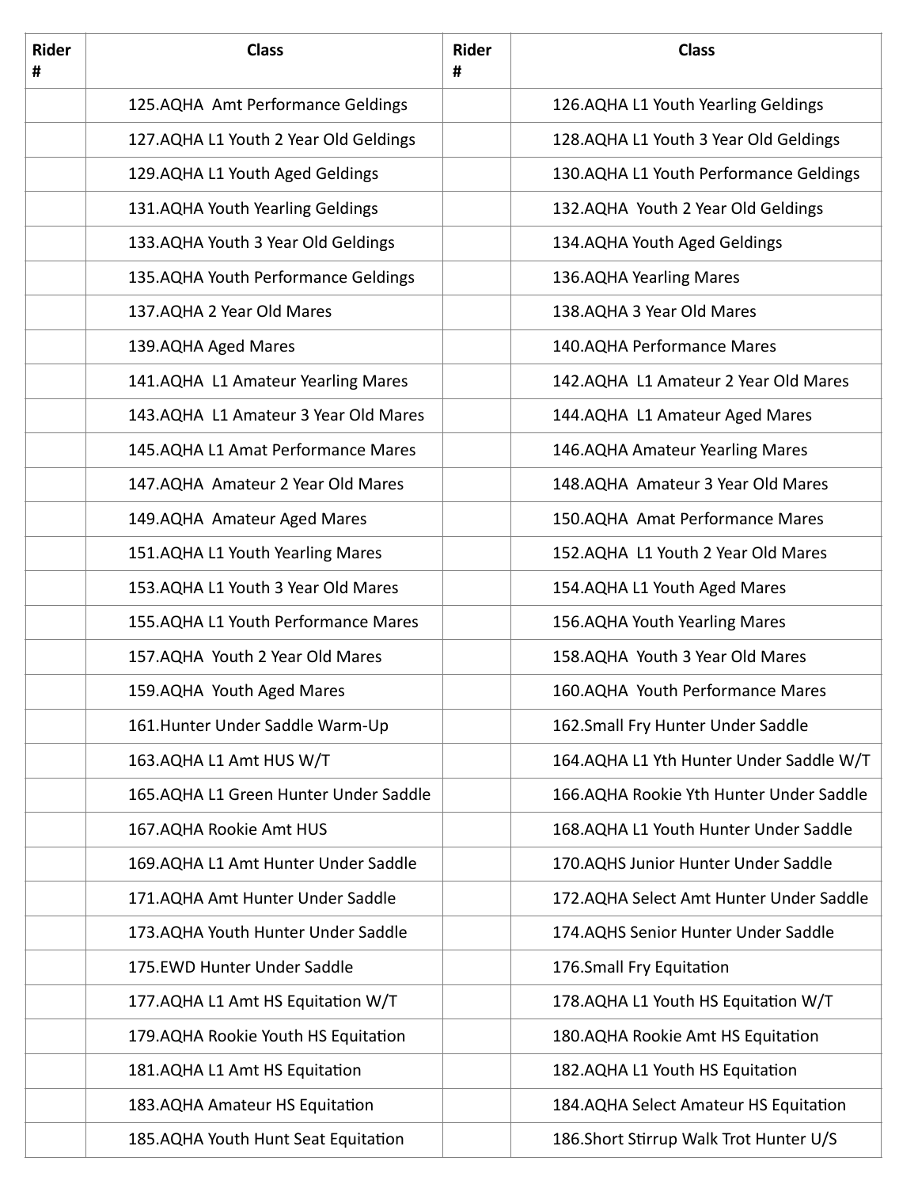| Rider # | Class | Rider # | Class |
| --- | --- | --- | --- |
| | 125.AQHA Amt Performance Geldings | | 126.AQHA L1 Youth Yearling Geldings |
| | 127.AQHA L1 Youth 2 Year Old Geldings | | 128.AQHA L1 Youth 3 Year Old Geldings |
| | 129.AQHA L1 Youth Aged Geldings | | 130.AQHA L1 Youth Performance Geldings |
| | 131.AQHA Youth Yearling Geldings | | 132.AQHA Youth 2 Year Old Geldings |
| | 133.AQHA Youth 3 Year Old Geldings | | 134.AQHA Youth Aged Geldings |
| | 135.AQHA Youth Performance Geldings | | 136.AQHA Yearling Mares |
| | 137.AQHA 2 Year Old Mares | | 138.AQHA 3 Year Old Mares |
| | 139.AQHA Aged Mares | | 140.AQHA Performance Mares |
| | 141.AQHA L1 Amateur Yearling Mares | | 142.AQHA L1 Amateur 2 Year Old Mares |
| | 143.AQHA L1 Amateur 3 Year Old Mares | | 144.AQHA L1 Amateur Aged Mares |
| | 145.AQHA L1 Amat Performance Mares | | 146.AQHA Amateur Yearling Mares |
| | 147.AQHA Amateur 2 Year Old Mares | | 148.AQHA Amateur 3 Year Old Mares |
| | 149.AQHA Amateur Aged Mares | | 150.AQHA Amat Performance Mares |
| | 151.AQHA L1 Youth Yearling Mares | | 152.AQHA L1 Youth 2 Year Old Mares |
| | 153.AQHA L1 Youth 3 Year Old Mares | | 154.AQHA L1 Youth Aged Mares |
| | 155.AQHA L1 Youth Performance Mares | | 156.AQHA Youth Yearling Mares |
| | 157.AQHA Youth 2 Year Old Mares | | 158.AQHA Youth 3 Year Old Mares |
| | 159.AQHA Youth Aged Mares | | 160.AQHA Youth Performance Mares |
| | 161.Hunter Under Saddle Warm-Up | | 162.Small Fry Hunter Under Saddle |
| | 163.AQHA L1 Amt HUS W/T | | 164.AQHA L1 Yth Hunter Under Saddle W/T |
| | 165.AQHA L1 Green Hunter Under Saddle | | 166.AQHA Rookie Yth Hunter Under Saddle |
| | 167.AQHA Rookie Amt HUS | | 168.AQHA L1 Youth Hunter Under Saddle |
| | 169.AQHA L1 Amt Hunter Under Saddle | | 170.AQHS Junior Hunter Under Saddle |
| | 171.AQHA Amt Hunter Under Saddle | | 172.AQHA Select Amt Hunter Under Saddle |
| | 173.AQHA Youth Hunter Under Saddle | | 174.AQHS Senior Hunter Under Saddle |
| | 175.EWD Hunter Under Saddle | | 176.Small Fry Equitation |
| | 177.AQHA L1 Amt HS Equitation W/T | | 178.AQHA L1 Youth HS Equitation W/T |
| | 179.AQHA Rookie Youth HS Equitation | | 180.AQHA Rookie Amt HS Equitation |
| | 181.AQHA L1 Amt HS Equitation | | 182.AQHA L1 Youth HS Equitation |
| | 183.AQHA Amateur HS Equitation | | 184.AQHA Select Amateur HS Equitation |
| | 185.AQHA Youth Hunt Seat Equitation | | 186.Short Stirrup Walk Trot Hunter U/S |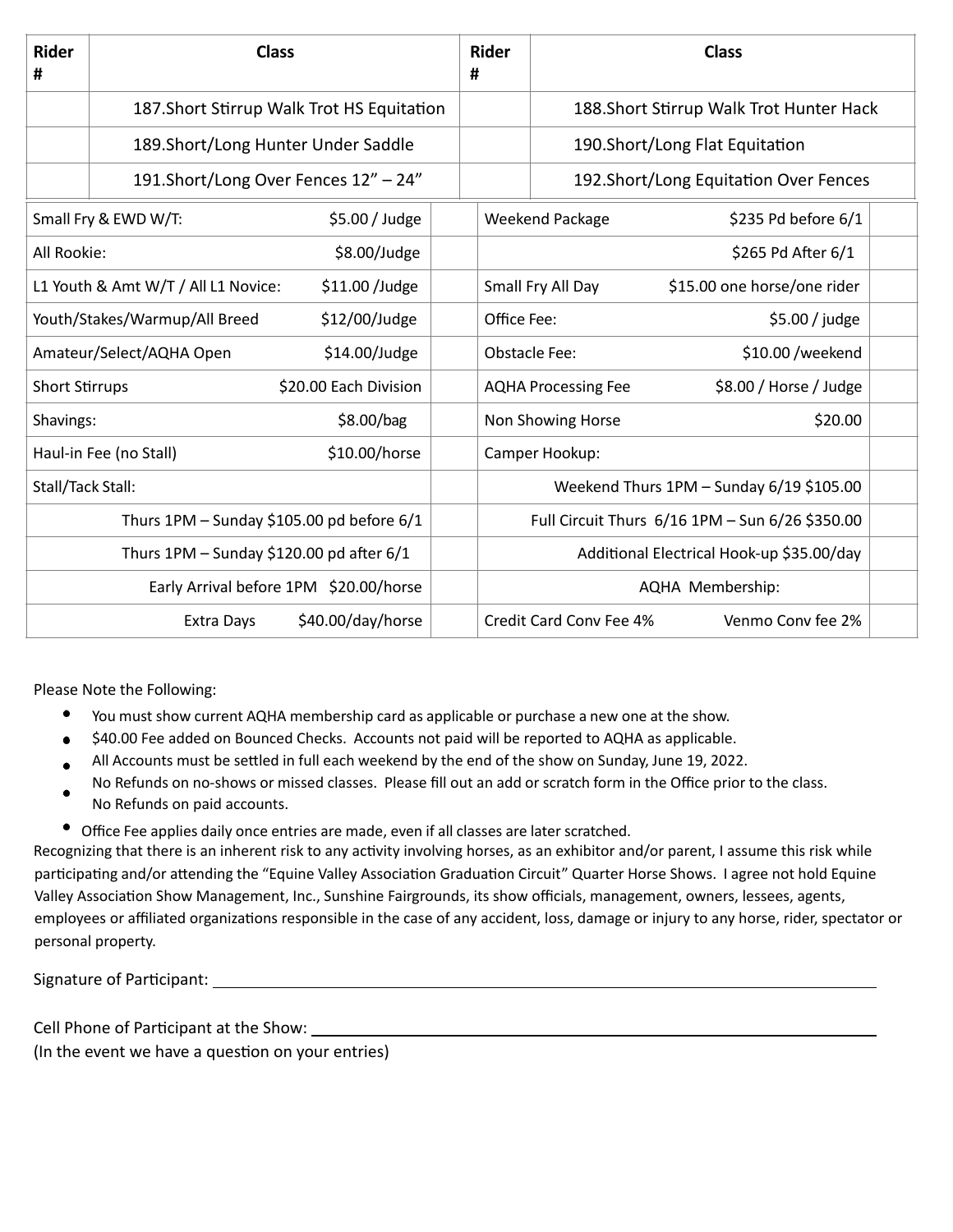| Rider # | Class | Rider # | Class |
|---|---|---|---|
| | 187.Short Stirrup Walk Trot HS Equitation | | 188.Short Stirrup Walk Trot Hunter Hack |
| | 189.Short/Long Hunter Under Saddle | | 190.Short/Long Flat Equitation |
| | 191.Short/Long Over Fences 12" – 24" | | 192.Short/Long Equitation Over Fences |

| | | | | | |
|---|---|---|---|---|---|
| Small Fry & EWD W/T: | $5.00 / Judge | | Weekend Package | $235 Pd before 6/1 | |
| All Rookie: | $8.00/Judge | | | $265 Pd After 6/1 | |
| L1 Youth & Amt W/T / All L1 Novice: | $11.00 /Judge | | Small Fry All Day | $15.00 one horse/one rider | |
| Youth/Stakes/Warmup/All Breed | $12/00/Judge | | Office Fee: | $5.00 / judge | |
| Amateur/Select/AQHA Open | $14.00/Judge | | Obstacle Fee: | $10.00 /weekend | |
| Short Stirrups | $20.00 Each Division | | AQHA Processing Fee | $8.00 / Horse / Judge | |
| Shavings: | $8.00/bag | | Non Showing Horse | $20.00 | |
| Haul-in Fee (no Stall) | $10.00/horse | | Camper Hookup: | | |
| Stall/Tack Stall: | | | Weekend Thurs 1PM – Sunday 6/19 $105.00 | | |
| Thurs 1PM – Sunday $105.00 pd before 6/1 | | | Full Circuit Thurs 6/16 1PM – Sun 6/26 $350.00 | | |
| Thurs 1PM – Sunday $120.00 pd after 6/1 | | | Additional Electrical Hook-up $35.00/day | | |
| Early Arrival before 1PM $20.00/horse | | | AQHA Membership: | | |
| Extra Days | $40.00/day/horse | | Credit Card Conv Fee 4% | Venmo Conv fee 2% | |

Please Note the Following:

- You must show current AQHA membership card as applicable or purchase a new one at the show.
- $40.00 Fee added on Bounced Checks. Accounts not paid will be reported to AQHA as applicable.
- All Accounts must be settled in full each weekend by the end of the show on Sunday, June 19, 2022.
- No Refunds on no-shows or missed classes. Please fill out an add or scratch form in the Office prior to the class. No Refunds on paid accounts.
- Office Fee applies daily once entries are made, even if all classes are later scratched.

Recognizing that there is an inherent risk to any activity involving horses, as an exhibitor and/or parent, I assume this risk while participating and/or attending the "Equine Valley Association Graduation Circuit" Quarter Horse Shows. I agree not hold Equine Valley Association Show Management, Inc., Sunshine Fairgrounds, its show officials, management, owners, lessees, agents, employees or affiliated organizations responsible in the case of any accident, loss, damage or injury to any horse, rider, spectator or personal property.

Signature of Participant: ______________________________________________

Cell Phone of Participant at the Show: ______________________________________________
(In the event we have a question on your entries)